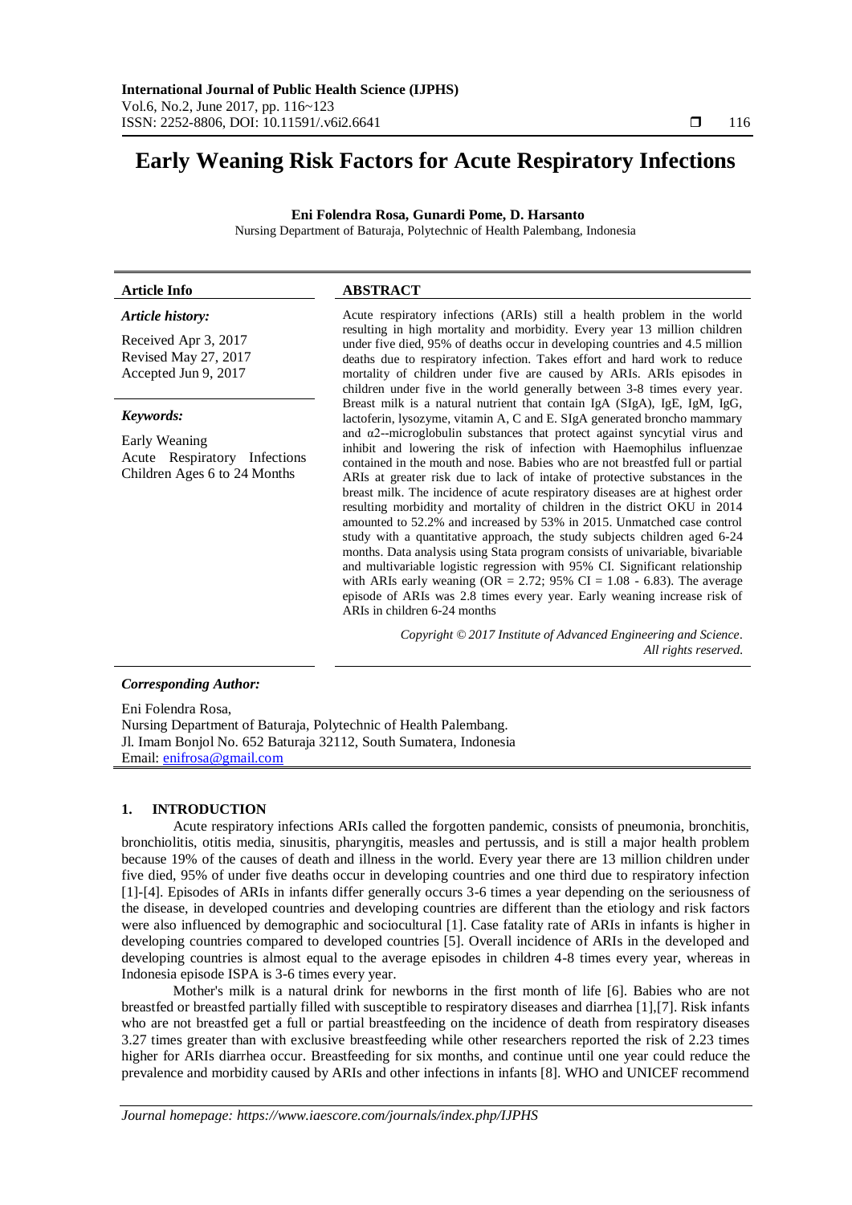# Early Weaning Risk Factors for Acute Respiratory Infections

**Eni Folendra Rosa, Gunardi Pome, D. Harsanto**

Nursing Department of Baturaja, Polytechnic of Health Palembang, Indonesia

---

**Article Info**

***Article history:***

Received Apr 3, 2017
Revised May 27, 2017
Accepted Jun 9, 2017

***Keywords:***

Early Weaning
Acute Respiratory Infections
Children Ages 6 to 24 Months

**ABSTRACT**

Acute respiratory infections (ARIs) still a health problem in the world resulting in high mortality and morbidity. Every year 13 million children under five died, 95% of deaths occur in developing countries and 4.5 million deaths due to respiratory infection. Takes effort and hard work to reduce mortality of children under five are caused by ARIs. ARIs episodes in children under five in the world generally between 3-8 times every year. Breast milk is a natural nutrient that contain IgA (SIgA), IgE, IgM, IgG, lactoferin, lysozyme, vitamin A, C and E. SIgA generated broncho mammary and $\alpha$2--microglobulin substances that protect against syncytial virus and inhibit and lowering the risk of infection with Haemophilus influenzae contained in the mouth and nose. Babies who are not breastfed full or partial ARIs at greater risk due to lack of intake of protective substances in the breast milk. The incidence of acute respiratory diseases are at highest order resulting morbidity and mortality of children in the district OKU in 2014 amounted to 52.2% and increased by 53% in 2015. Unmatched case control study with a quantitative approach, the study subjects children aged 6-24 months. Data analysis using Stata program consists of univariable, bivariable and multivariable logistic regression with 95% CI. Significant relationship with ARIs early weaning (OR = 2.72; 95% CI = 1.08 - 6.83). The average episode of ARIs was 2.8 times every year. Early weaning increase risk of ARIs in children 6-24 months

*Copyright © 2017 Institute of Advanced Engineering and Science. All rights reserved.*

---

***Corresponding Author:***

Eni Folendra Rosa,
Nursing Department of Baturaja, Polytechnic of Health Palembang.
Jl. Imam Bonjol No. 652 Baturaja 32112, South Sumatera, Indonesia
Email: enifrosa@gmail.com

## 1. INTRODUCTION

Acute respiratory infections ARIs called the forgotten pandemic, consists of pneumonia, bronchitis, bronchiolitis, otitis media, sinusitis, pharyngitis, measles and pertussis, and is still a major health problem because 19% of the causes of death and illness in the world. Every year there are 13 million children under five died, 95% of under five deaths occur in developing countries and one third due to respiratory infection [1]-[4]. Episodes of ARIs in infants differ generally occurs 3-6 times a year depending on the seriousness of the disease, in developed countries and developing countries are different than the etiology and risk factors were also influenced by demographic and sociocultural [1]. Case fatality rate of ARIs in infants is higher in developing countries compared to developed countries [5]. Overall incidence of ARIs in the developed and developing countries is almost equal to the average episodes in children 4-8 times every year, whereas in Indonesia episode ISPA is 3-6 times every year.

Mother's milk is a natural drink for newborns in the first month of life [6]. Babies who are not breastfed or breastfed partially filled with susceptible to respiratory diseases and diarrhea [1],[7]. Risk infants who are not breastfed get a full or partial breastfeeding on the incidence of death from respiratory diseases 3.27 times greater than with exclusive breastfeeding while other researchers reported the risk of 2.23 times higher for ARIs diarrhea occur. Breastfeeding for six months, and continue until one year could reduce the prevalence and morbidity caused by ARIs and other infections in infants [8]. WHO and UNICEF recommend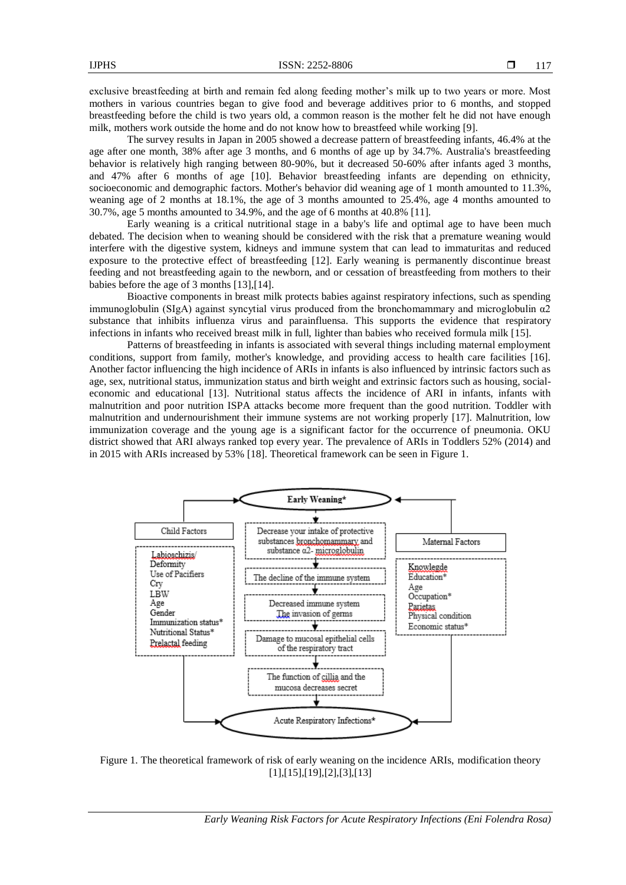exclusive breastfeeding at birth and remain fed along feeding mother's milk up to two years or more. Most mothers in various countries began to give food and beverage additives prior to 6 months, and stopped breastfeeding before the child is two years old, a common reason is the mother felt he did not have enough milk, mothers work outside the home and do not know how to breastfeed while working [9].

The survey results in Japan in 2005 showed a decrease pattern of breastfeeding infants, 46.4% at the age after one month, 38% after age 3 months, and 6 months of age up by 34.7%. Australia's breastfeeding behavior is relatively high ranging between 80-90%, but it decreased 50-60% after infants aged 3 months, and 47% after 6 months of age [10]. Behavior breastfeeding infants are depending on ethnicity, socioeconomic and demographic factors. Mother's behavior did weaning age of 1 month amounted to 11.3%, weaning age of 2 months at 18.1%, the age of 3 months amounted to 25.4%, age 4 months amounted to 30.7%, age 5 months amounted to 34.9%, and the age of 6 months at 40.8% [11].

Early weaning is a critical nutritional stage in a baby's life and optimal age to have been much debated. The decision when to weaning should be considered with the risk that a premature weaning would interfere with the digestive system, kidneys and immune system that can lead to immaturitas and reduced exposure to the protective effect of breastfeeding [12]. Early weaning is permanently discontinue breast feeding and not breastfeeding again to the newborn, and or cessation of breastfeeding from mothers to their babies before the age of 3 months [13],[14].

Bioactive components in breast milk protects babies against respiratory infections, such as spending immunoglobulin (SIgA) against syncytial virus produced from the bronchomammary and microglobulin α2 substance that inhibits influenza virus and parainfluensa. This supports the evidence that respiratory infections in infants who received breast milk in full, lighter than babies who received formula milk [15].

Patterns of breastfeeding in infants is associated with several things including maternal employment conditions, support from family, mother's knowledge, and providing access to health care facilities [16]. Another factor influencing the high incidence of ARIs in infants is also influenced by intrinsic factors such as age, sex, nutritional status, immunization status and birth weight and extrinsic factors such as housing, social-economic and educational [13]. Nutritional status affects the incidence of ARI in infants, infants with malnutrition and poor nutrition ISPA attacks become more frequent than the good nutrition. Toddler with malnutrition and undernourishment their immune systems are not working properly [17]. Malnutrition, low immunization coverage and the young age is a significant factor for the occurrence of pneumonia. OKU district showed that ARI always ranked top every year. The prevalence of ARIs in Toddlers 52% (2014) and in 2015 with ARIs increased by 53% [18]. Theoretical framework can be seen in Figure 1.

Early Weaning*

Child Factors: Labioschizis/ Deformity; Use of Pacifiers; Cry; LBW; Age; Gender; Immunization status*; Nutritional Status*; Prelactal feeding

Decrease your intake of protective substances bronchomammary and substance α2- microglobulin → The decline of the immune system → Decreased immune system / The invasion of germs → Damage to mucosal epithelial cells of the respiratory tract → The function of cillia and the mucosa decreases secret

Maternal Factors: Knowlegde; Education*; Age; Occupation*; Parietas; Physical condition; Economic status*

Acute Respiratory Infections*

Figure 1. The theoretical framework of risk of early weaning on the incidence ARIs, modification theory [1],[15],[19],[2],[3],[13]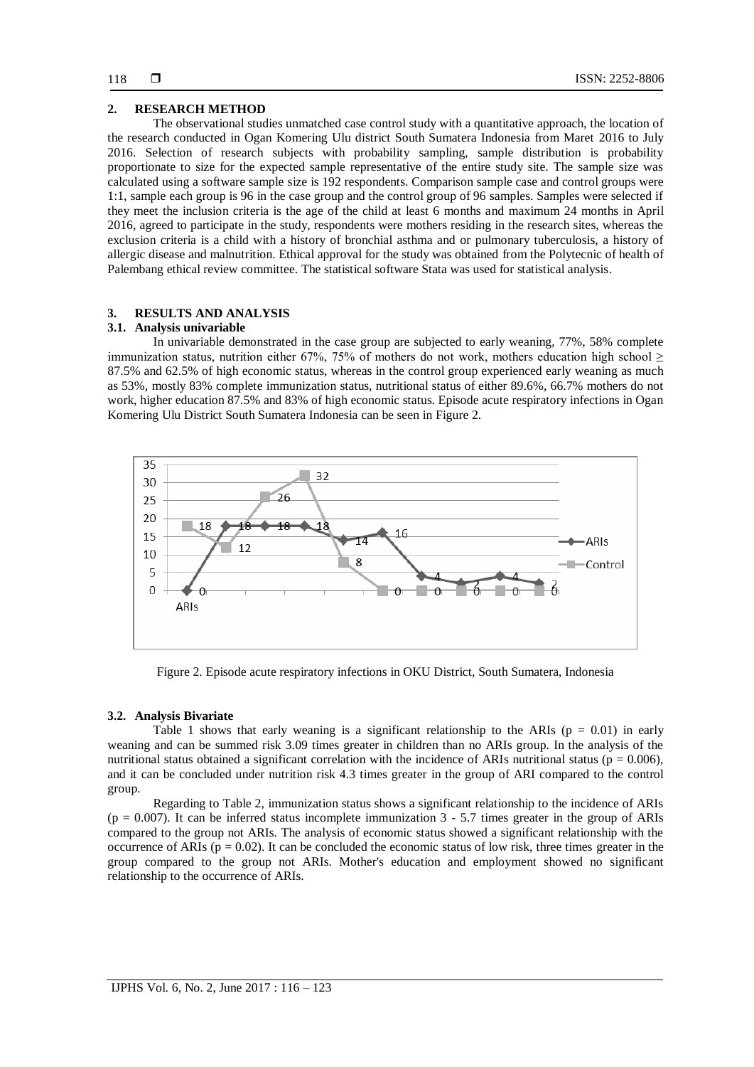## 2. RESEARCH METHOD

The observational studies unmatched case control study with a quantitative approach, the location of the research conducted in Ogan Komering Ulu district South Sumatera Indonesia from Maret 2016 to July 2016. Selection of research subjects with probability sampling, sample distribution is probability proportionate to size for the expected sample representative of the entire study site. The sample size was calculated using a software sample size is 192 respondents. Comparison sample case and control groups were 1:1, sample each group is 96 in the case group and the control group of 96 samples. Samples were selected if they meet the inclusion criteria is the age of the child at least 6 months and maximum 24 months in April 2016, agreed to participate in the study, respondents were mothers residing in the research sites, whereas the exclusion criteria is a child with a history of bronchial asthma and or pulmonary tuberculosis, a history of allergic disease and malnutrition. Ethical approval for the study was obtained from the Polytecnic of health of Palembang ethical review committee. The statistical software Stata was used for statistical analysis.

## 3. RESULTS AND ANALYSIS

### 3.1. Analysis univariable

In univariable demonstrated in the case group are subjected to early weaning, 77%, 58% complete immunization status, nutrition either 67%, 75% of mothers do not work, mothers education high school ≥ 87.5% and 62.5% of high economic status, whereas in the control group experienced early weaning as much as 53%, mostly 83% complete immunization status, nutritional status of either 89.6%, 66.7% mothers do not work, higher education 87.5% and 83% of high economic status. Episode acute respiratory infections in Ogan Komering Ulu District South Sumatera Indonesia can be seen in Figure 2.

Figure 2. Episode acute respiratory infections in OKU District, South Sumatera, Indonesia

### 3.2. Analysis Bivariate

Table 1 shows that early weaning is a significant relationship to the ARIs ($p = 0.01$) in early weaning and can be summed risk 3.09 times greater in children than no ARIs group. In the analysis of the nutritional status obtained a significant correlation with the incidence of ARIs nutritional status ($p = 0.006$), and it can be concluded under nutrition risk 4.3 times greater in the group of ARI compared to the control group.

Regarding to Table 2, immunization status shows a significant relationship to the incidence of ARIs ($p = 0.007$). It can be inferred status incomplete immunization 3 - 5.7 times greater in the group of ARIs compared to the group not ARIs. The analysis of economic status showed a significant relationship with the occurrence of ARIs ($p = 0.02$). It can be concluded the economic status of low risk, three times greater in the group compared to the group not ARIs. Mother's education and employment showed no significant relationship to the occurrence of ARIs.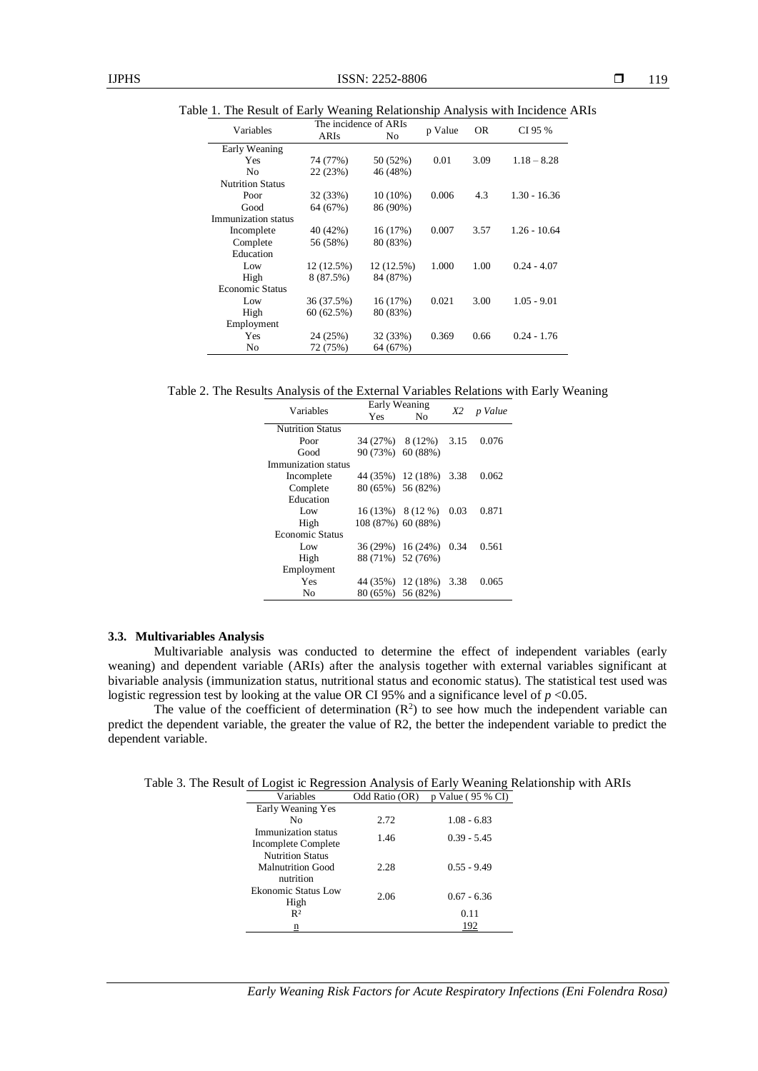Table 1. The Result of Early Weaning Relationship Analysis with Incidence ARIs

| Variables | The incidence of ARIs | | p Value | OR | CI 95 % |
|---|---|---|---|---|---|
| | ARIs | No | | | |
| Early Weaning | | | | | |
| Yes | 74 (77%) | 50 (52%) | 0.01 | 3.09 | 1.18 – 8.28 |
| No | 22 (23%) | 46 (48%) | | | |
| Nutrition Status | | | | | |
| Poor | 32 (33%) | 10 (10%) | 0.006 | 4.3 | 1.30 - 16.36 |
| Good | 64 (67%) | 86 (90%) | | | |
| Immunization status | | | | | |
| Incomplete | 40 (42%) | 16 (17%) | 0.007 | 3.57 | 1.26 - 10.64 |
| Complete | 56 (58%) | 80 (83%) | | | |
| Education | | | | | |
| Low | 12 (12.5%) | 12 (12.5%) | 1.000 | 1.00 | 0.24 - 4.07 |
| High | 8 (87.5%) | 84 (87%) | | | |
| Economic Status | | | | | |
| Low | 36 (37.5%) | 16 (17%) | 0.021 | 3.00 | 1.05 - 9.01 |
| High | 60 (62.5%) | 80 (83%) | | | |
| Employment | | | | | |
| Yes | 24 (25%) | 32 (33%) | 0.369 | 0.66 | 0.24 - 1.76 |
| No | 72 (75%) | 64 (67%) | | | |

Table 2. The Results Analysis of the External Variables Relations with Early Weaning

| Variables | Early Weaning | | *X2* | *p Value* |
|---|---|---|---|---|
| | Yes | No | | |
| Nutrition Status | | | | |
| Poor | 34 (27%) | 8 (12%) | 3.15 | 0.076 |
| Good | 90 (73%) | 60 (88%) | | |
| Immunization status | | | | |
| Incomplete | 44 (35%) | 12 (18%) | 3.38 | 0.062 |
| Complete | 80 (65%) | 56 (82%) | | |
| Education | | | | |
| Low | 16 (13%) | 8 (12 %) | 0.03 | 0.871 |
| High | 108 (87%) | 60 (88%) | | |
| Economic Status | | | | |
| Low | 36 (29%) | 16 (24%) | 0.34 | 0.561 |
| High | 88 (71%) | 52 (76%) | | |
| Employment | | | | |
| Yes | 44 (35%) | 12 (18%) | 3.38 | 0.065 |
| No | 80 (65%) | 56 (82%) | | |

### 3.3. Multivariables Analysis

Multivariable analysis was conducted to determine the effect of independent variables (early weaning) and dependent variable (ARIs) after the analysis together with external variables significant at bivariable analysis (immunization status, nutritional status and economic status). The statistical test used was logistic regression test by looking at the value OR CI 95% and a significance level of $p < 0.05$.

The value of the coefficient of determination ($R^2$) to see how much the independent variable can predict the dependent variable, the greater the value of R2, the better the independent variable to predict the dependent variable.

Table 3. The Result of Logist ic Regression Analysis of Early Weaning Relationship with ARIs

| Variables | Odd Ratio (OR) | p Value ( 95 % CI) |
|---|---|---|
| Early Weaning Yes No | 2.72 | 1.08 - 6.83 |
| Immunization status Incomplete Complete | 1.46 | 0.39 - 5.45 |
| Nutrition Status Malnutrition Good nutrition | 2.28 | 0.55 - 9.49 |
| Ekonomic Status Low High | 2.06 | 0.67 - 6.36 |
| $R^2$ | | 0.11 |
| n | | 192 |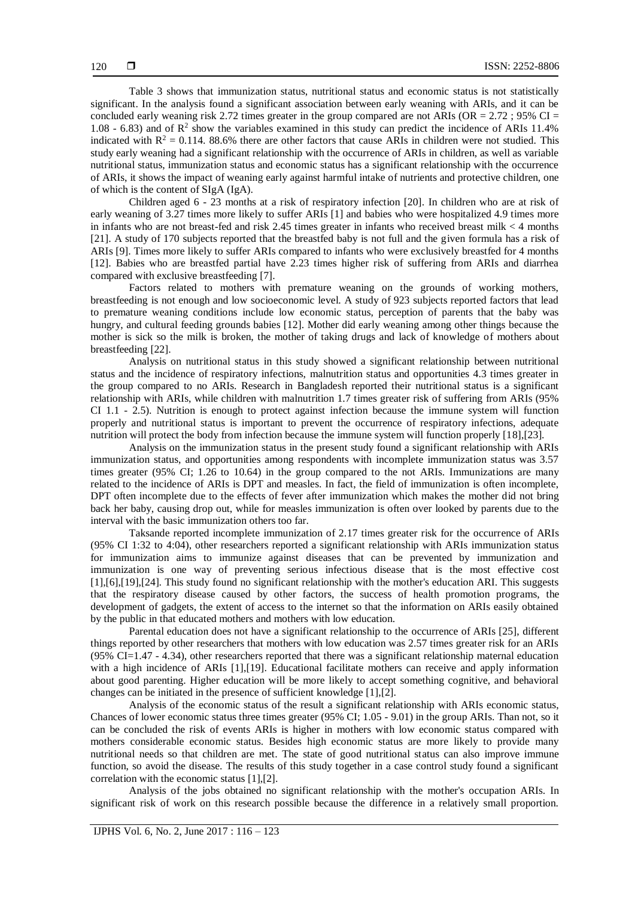Table 3 shows that immunization status, nutritional status and economic status is not statistically significant. In the analysis found a significant association between early weaning with ARIs, and it can be concluded early weaning risk 2.72 times greater in the group compared are not ARIs (OR = 2.72 ; 95% CI = 1.08 - 6.83) and of $R^2$ show the variables examined in this study can predict the incidence of ARIs 11.4% indicated with $R^2 = 0.114$. 88.6% there are other factors that cause ARIs in children were not studied. This study early weaning had a significant relationship with the occurrence of ARIs in children, as well as variable nutritional status, immunization status and economic status has a significant relationship with the occurrence of ARIs, it shows the impact of weaning early against harmful intake of nutrients and protective children, one of which is the content of SIgA (IgA).

Children aged 6 - 23 months at a risk of respiratory infection [20]. In children who are at risk of early weaning of 3.27 times more likely to suffer ARIs [1] and babies who were hospitalized 4.9 times more in infants who are not breast-fed and risk 2.45 times greater in infants who received breast milk < 4 months [21]. A study of 170 subjects reported that the breastfed baby is not full and the given formula has a risk of ARIs [9]. Times more likely to suffer ARIs compared to infants who were exclusively breastfed for 4 months [12]. Babies who are breastfed partial have 2.23 times higher risk of suffering from ARIs and diarrhea compared with exclusive breastfeeding [7].

Factors related to mothers with premature weaning on the grounds of working mothers, breastfeeding is not enough and low socioeconomic level. A study of 923 subjects reported factors that lead to premature weaning conditions include low economic status, perception of parents that the baby was hungry, and cultural feeding grounds babies [12]. Mother did early weaning among other things because the mother is sick so the milk is broken, the mother of taking drugs and lack of knowledge of mothers about breastfeeding [22].

Analysis on nutritional status in this study showed a significant relationship between nutritional status and the incidence of respiratory infections, malnutrition status and opportunities 4.3 times greater in the group compared to no ARIs. Research in Bangladesh reported their nutritional status is a significant relationship with ARIs, while children with malnutrition 1.7 times greater risk of suffering from ARIs (95% CI 1.1 - 2.5). Nutrition is enough to protect against infection because the immune system will function properly and nutritional status is important to prevent the occurrence of respiratory infections, adequate nutrition will protect the body from infection because the immune system will function properly [18],[23].

Analysis on the immunization status in the present study found a significant relationship with ARIs immunization status, and opportunities among respondents with incomplete immunization status was 3.57 times greater (95% CI; 1.26 to 10.64) in the group compared to the not ARIs. Immunizations are many related to the incidence of ARIs is DPT and measles. In fact, the field of immunization is often incomplete, DPT often incomplete due to the effects of fever after immunization which makes the mother did not bring back her baby, causing drop out, while for measles immunization is often over looked by parents due to the interval with the basic immunization others too far.

Taksande reported incomplete immunization of 2.17 times greater risk for the occurrence of ARIs (95% CI 1:32 to 4:04), other researchers reported a significant relationship with ARIs immunization status for immunization aims to immunize against diseases that can be prevented by immunization and immunization is one way of preventing serious infectious disease that is the most effective cost [1],[6],[19],[24]. This study found no significant relationship with the mother's education ARI. This suggests that the respiratory disease caused by other factors, the success of health promotion programs, the development of gadgets, the extent of access to the internet so that the information on ARIs easily obtained by the public in that educated mothers and mothers with low education.

Parental education does not have a significant relationship to the occurrence of ARIs [25], different things reported by other researchers that mothers with low education was 2.57 times greater risk for an ARIs (95% CI=1.47 - 4.34), other researchers reported that there was a significant relationship maternal education with a high incidence of ARIs [1],[19]. Educational facilitate mothers can receive and apply information about good parenting. Higher education will be more likely to accept something cognitive, and behavioral changes can be initiated in the presence of sufficient knowledge [1],[2].

Analysis of the economic status of the result a significant relationship with ARIs economic status, Chances of lower economic status three times greater (95% CI; 1.05 - 9.01) in the group ARIs. Than not, so it can be concluded the risk of events ARIs is higher in mothers with low economic status compared with mothers considerable economic status. Besides high economic status are more likely to provide many nutritional needs so that children are met. The state of good nutritional status can also improve immune function, so avoid the disease. The results of this study together in a case control study found a significant correlation with the economic status [1],[2].

Analysis of the jobs obtained no significant relationship with the mother's occupation ARIs. In significant risk of work on this research possible because the difference in a relatively small proportion.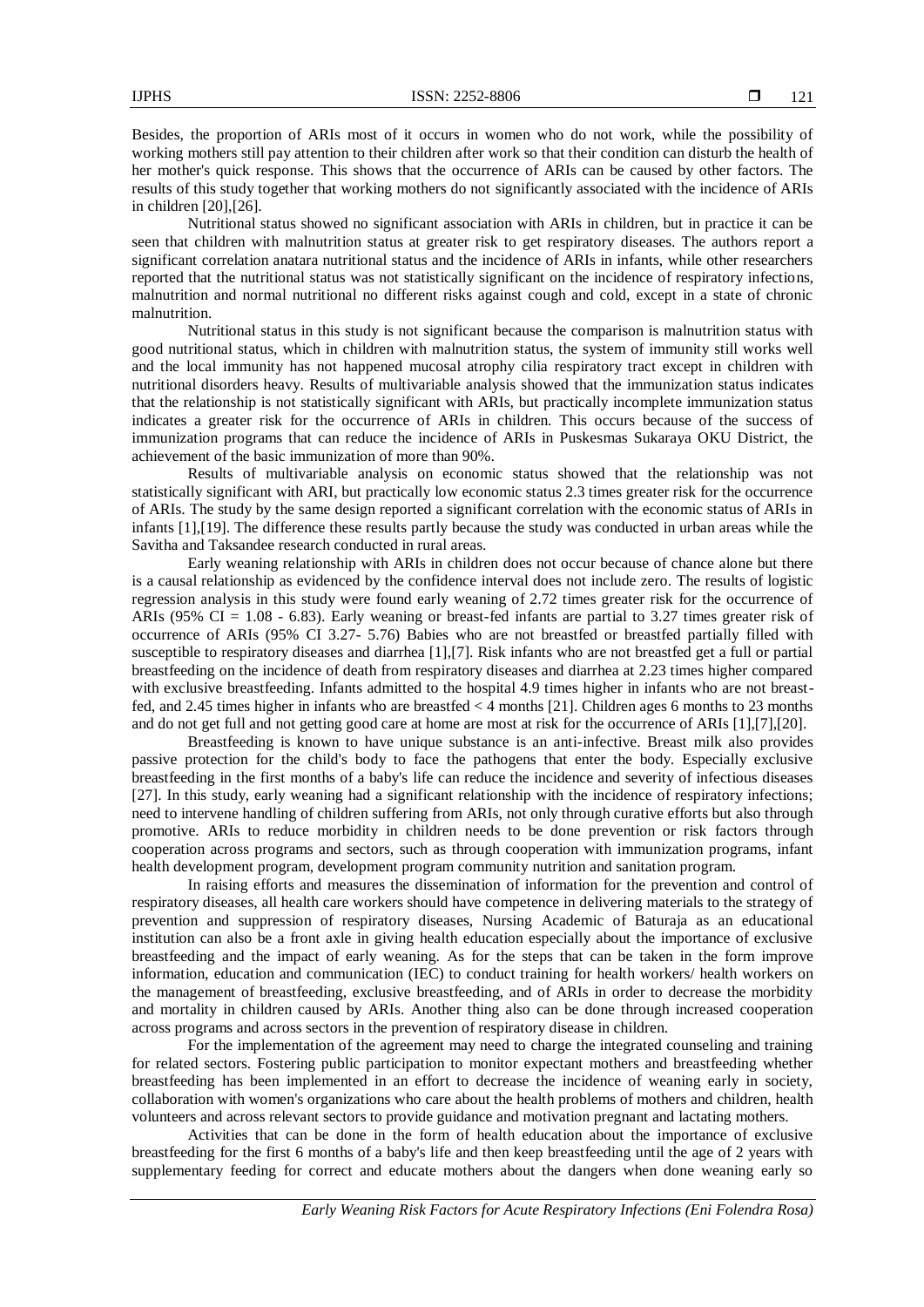Besides, the proportion of ARIs most of it occurs in women who do not work, while the possibility of working mothers still pay attention to their children after work so that their condition can disturb the health of her mother's quick response. This shows that the occurrence of ARIs can be caused by other factors. The results of this study together that working mothers do not significantly associated with the incidence of ARIs in children [20],[26].

Nutritional status showed no significant association with ARIs in children, but in practice it can be seen that children with malnutrition status at greater risk to get respiratory diseases. The authors report a significant correlation anatara nutritional status and the incidence of ARIs in infants, while other researchers reported that the nutritional status was not statistically significant on the incidence of respiratory infections, malnutrition and normal nutritional no different risks against cough and cold, except in a state of chronic malnutrition.

Nutritional status in this study is not significant because the comparison is malnutrition status with good nutritional status, which in children with malnutrition status, the system of immunity still works well and the local immunity has not happened mucosal atrophy cilia respiratory tract except in children with nutritional disorders heavy. Results of multivariable analysis showed that the immunization status indicates that the relationship is not statistically significant with ARIs, but practically incomplete immunization status indicates a greater risk for the occurrence of ARIs in children. This occurs because of the success of immunization programs that can reduce the incidence of ARIs in Puskesmas Sukaraya OKU District, the achievement of the basic immunization of more than 90%.

Results of multivariable analysis on economic status showed that the relationship was not statistically significant with ARI, but practically low economic status 2.3 times greater risk for the occurrence of ARIs. The study by the same design reported a significant correlation with the economic status of ARIs in infants [1],[19]. The difference these results partly because the study was conducted in urban areas while the Savitha and Taksandee research conducted in rural areas.

Early weaning relationship with ARIs in children does not occur because of chance alone but there is a causal relationship as evidenced by the confidence interval does not include zero. The results of logistic regression analysis in this study were found early weaning of 2.72 times greater risk for the occurrence of ARIs (95% CI = 1.08 - 6.83). Early weaning or breast-fed infants are partial to 3.27 times greater risk of occurrence of ARIs (95% CI 3.27- 5.76) Babies who are not breastfed or breastfed partially filled with susceptible to respiratory diseases and diarrhea [1],[7]. Risk infants who are not breastfed get a full or partial breastfeeding on the incidence of death from respiratory diseases and diarrhea at 2.23 times higher compared with exclusive breastfeeding. Infants admitted to the hospital 4.9 times higher in infants who are not breast-fed, and 2.45 times higher in infants who are breastfed < 4 months [21]. Children ages 6 months to 23 months and do not get full and not getting good care at home are most at risk for the occurrence of ARIs [1],[7],[20].

Breastfeeding is known to have unique substance is an anti-infective. Breast milk also provides passive protection for the child's body to face the pathogens that enter the body. Especially exclusive breastfeeding in the first months of a baby's life can reduce the incidence and severity of infectious diseases [27]. In this study, early weaning had a significant relationship with the incidence of respiratory infections; need to intervene handling of children suffering from ARIs, not only through curative efforts but also through promotive. ARIs to reduce morbidity in children needs to be done prevention or risk factors through cooperation across programs and sectors, such as through cooperation with immunization programs, infant health development program, development program community nutrition and sanitation program.

In raising efforts and measures the dissemination of information for the prevention and control of respiratory diseases, all health care workers should have competence in delivering materials to the strategy of prevention and suppression of respiratory diseases, Nursing Academic of Baturaja as an educational institution can also be a front axle in giving health education especially about the importance of exclusive breastfeeding and the impact of early weaning. As for the steps that can be taken in the form improve information, education and communication (IEC) to conduct training for health workers/ health workers on the management of breastfeeding, exclusive breastfeeding, and of ARIs in order to decrease the morbidity and mortality in children caused by ARIs. Another thing also can be done through increased cooperation across programs and across sectors in the prevention of respiratory disease in children.

For the implementation of the agreement may need to charge the integrated counseling and training for related sectors. Fostering public participation to monitor expectant mothers and breastfeeding whether breastfeeding has been implemented in an effort to decrease the incidence of weaning early in society, collaboration with women's organizations who care about the health problems of mothers and children, health volunteers and across relevant sectors to provide guidance and motivation pregnant and lactating mothers.

Activities that can be done in the form of health education about the importance of exclusive breastfeeding for the first 6 months of a baby's life and then keep breastfeeding until the age of 2 years with supplementary feeding for correct and educate mothers about the dangers when done weaning early so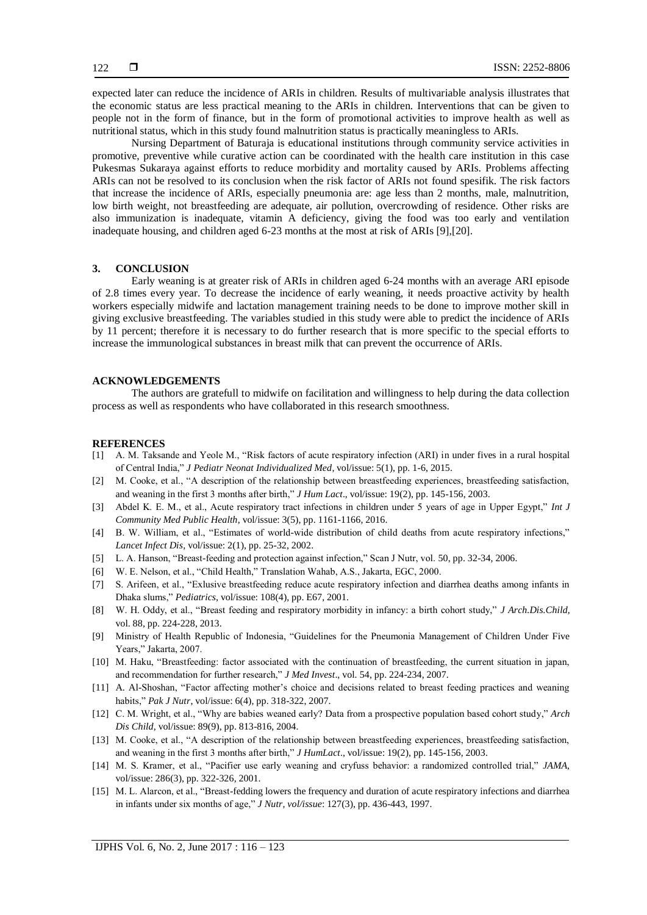expected later can reduce the incidence of ARIs in children. Results of multivariable analysis illustrates that the economic status are less practical meaning to the ARIs in children. Interventions that can be given to people not in the form of finance, but in the form of promotional activities to improve health as well as nutritional status, which in this study found malnutrition status is practically meaningless to ARIs.

Nursing Department of Baturaja is educational institutions through community service activities in promotive, preventive while curative action can be coordinated with the health care institution in this case Pukesmas Sukaraya against efforts to reduce morbidity and mortality caused by ARIs. Problems affecting ARIs can not be resolved to its conclusion when the risk factor of ARIs not found spesifik. The risk factors that increase the incidence of ARIs, especially pneumonia are: age less than 2 months, male, malnutrition, low birth weight, not breastfeeding are adequate, air pollution, overcrowding of residence. Other risks are also immunization is inadequate, vitamin A deficiency, giving the food was too early and ventilation inadequate housing, and children aged 6-23 months at the most at risk of ARIs [9],[20].

## 3. CONCLUSION

Early weaning is at greater risk of ARIs in children aged 6-24 months with an average ARI episode of 2.8 times every year. To decrease the incidence of early weaning, it needs proactive activity by health workers especially midwife and lactation management training needs to be done to improve mother skill in giving exclusive breastfeeding. The variables studied in this study were able to predict the incidence of ARIs by 11 percent; therefore it is necessary to do further research that is more specific to the special efforts to increase the immunological substances in breast milk that can prevent the occurrence of ARIs.

## ACKNOWLEDGEMENTS

The authors are gratefull to midwife on facilitation and willingness to help during the data collection process as well as respondents who have collaborated in this research smoothness.

## REFERENCES

[1] A. M. Taksande and Yeole M., "Risk factors of acute respiratory infection (ARI) in under fives in a rural hospital of Central India," *J Pediatr Neonat Individualized Med*, vol/issue: 5(1), pp. 1-6, 2015.

[2] M. Cooke, et al., "A description of the relationship between breastfeeding experiences, breastfeeding satisfaction, and weaning in the first 3 months after birth," *J Hum Lact*., vol/issue: 19(2), pp. 145-156, 2003.

[3] Abdel K. E. M., et al., Acute respiratory tract infections in children under 5 years of age in Upper Egypt," *Int J Community Med Public Health*, vol/issue: 3(5), pp. 1161-1166, 2016.

[4] B. W. William, et al., "Estimates of world-wide distribution of child deaths from acute respiratory infections," *Lancet Infect Dis*, vol/issue: 2(1), pp. 25-32, 2002.

[5] L. A. Hanson, "Breast-feeding and protection against infection," Scan J Nutr, vol. 50, pp. 32-34, 2006.

[6] W. E. Nelson, et al., "Child Health," Translation Wahab, A.S., Jakarta, EGC, 2000.

[7] S. Arifeen, et al., "Exlusive breastfeeding reduce acute respiratory infection and diarrhea deaths among infants in Dhaka slums," *Pediatrics*, vol/issue: 108(4), pp. E67, 2001.

[8] W. H. Oddy, et al., "Breast feeding and respiratory morbidity in infancy: a birth cohort study," *J Arch.Dis.Child*, vol. 88, pp. 224-228, 2013.

[9] Ministry of Health Republic of Indonesia, "Guidelines for the Pneumonia Management of Children Under Five Years," Jakarta, 2007.

[10] M. Haku, "Breastfeeding: factor associated with the continuation of breastfeeding, the current situation in japan, and recommendation for further research," *J Med Invest*., vol. 54, pp. 224-234, 2007.

[11] A. Al-Shoshan, "Factor affecting mother's choice and decisions related to breast feeding practices and weaning habits," *Pak J Nutr*, vol/issue: 6(4), pp. 318-322, 2007.

[12] C. M. Wright, et al., "Why are babies weaned early? Data from a prospective population based cohort study," *Arch Dis Child*, vol/issue: 89(9), pp. 813-816, 2004.

[13] M. Cooke, et al., "A description of the relationship between breastfeeding experiences, breastfeeding satisfaction, and weaning in the first 3 months after birth," *J HumLact*., vol/issue: 19(2), pp. 145-156, 2003.

[14] M. S. Kramer, et al., "Pacifier use early weaning and cryfuss behavior: a randomized controlled trial," *JAMA*, vol/issue: 286(3), pp. 322-326, 2001.

[15] M. L. Alarcon, et al., "Breast-fedding lowers the frequency and duration of acute respiratory infections and diarrhea in infants under six months of age," *J Nutr, vol/issue*: 127(3), pp. 436-443, 1997.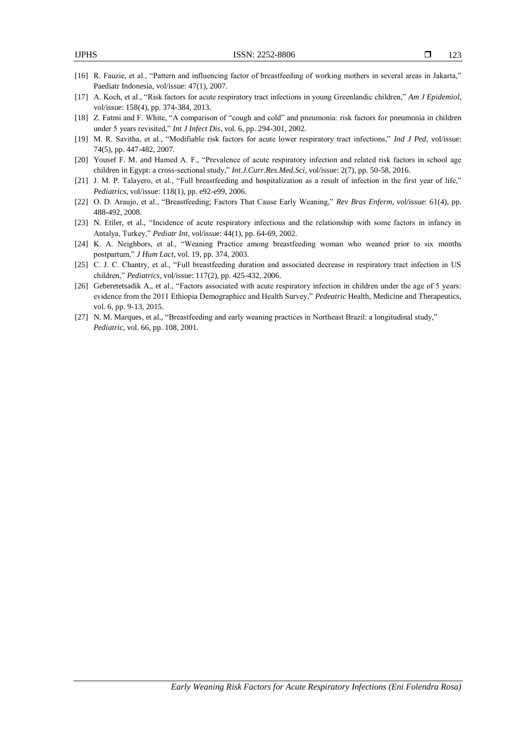[16] R. Fauzie, et al., "Pattern and influencing factor of breastfeeding of working mothers in several areas in Jakarta," Paediatr Indonesia, vol/issue: 47(1), 2007.

[17] A. Koch, et al., "Risk factors for acute respiratory tract infections in young Greenlandic children," *Am J Epidemiol*, vol/issue: 158(4), pp. 374-384, 2013.

[18] Z. Fatmi and F. White, "A comparison of "cough and cold" and pneumonia: risk factors for pneumonia in children under 5 years revisited," *Int J Infect Dis*, vol. 6, pp. 294-301, 2002.

[19] M. R. Savitha, et al., "Modifiable risk factors for acute lower respiratory tract infections," *Ind J Ped*, vol/issue: 74(5), pp. 447-482, 2007.

[20] Yousef F. M. and Hamed A. F., "Prevalence of acute respiratory infection and related risk factors in school age children in Egypt: a cross-sectional study," *Int.J.Curr.Res.Med.Sci*, vol/issue: 2(7), pp. 50-58, 2016.

[21] J. M. P. Talayero, et al., "Full breastfeeding and hospitalization as a result of infection in the first year of life," *Pediatrics*, vol/issue: 118(1), pp. e92-e99, 2006.

[22] O. D. Araujo, et al., "Breastfeeding; Factors That Cause Early Weaning," *Rev Bras Enferm*, vol/issue: 61(4), pp. 488-492, 2008.

[23] N. Etiler, et al., "Incidence of acute respiratory infectious and the relationship with some factors in infancy in Antalya, Turkey," *Pediatr Int*, vol/issue: 44(1), pp. 64-69, 2002.

[24] K. A. Neighbors, et al., "Weaning Practice among breastfeeding woman who weaned prior to six months postpartum," *J Hum Lact*, vol. 19, pp. 374, 2003.

[25] C. J. C. Chantry, et al., "Full breastfeeding duration and associated decrease in respiratory tract infection in US children," *Pediatrics*, vol/issue: 117(2), pp. 425-432, 2006.

[26] Geberetetsadik A., et al., "Factors associated with acute respiratory infection in children under the age of 5 years: evidence from the 2011 Ethiopia Demographicc and Health Survey," *Pedeatric* Health, Medicine and Therapeutics, vol. 6, pp. 9-13, 2015.

[27] N. M. Marques, et al., "Breastfeeding and early weaning practices in Northeast Brazil: a longitudinal study," *Pediatric*, vol. 66, pp. 108, 2001.